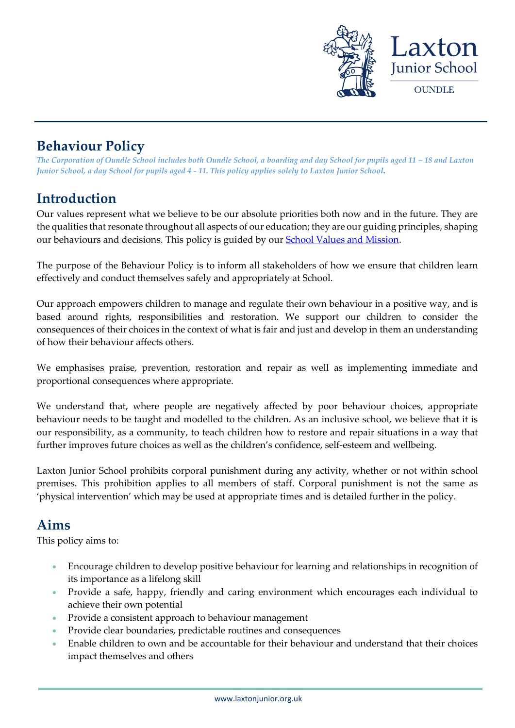# Behaviour Policy

*The Corporation of Oundle School includes both Oundle School, a boarding and day School for pupils aged 11 – 18 and Laxton Junior School, a day School for pupils aged 4 - 11. This policy applies solely to Laxton Junior School.*

## Introduction

Our values represent what we believe to be our absolute priorities both now and in the future. They are the qualities that resonate throughout all aspects of our education; they are our guiding principles, shaping our behaviours and decisions. This policy is guided by our [School Values and Mission](#).

The purpose of the Behaviour Policy is to inform all stakeholders of how we ensure that children learn effectively and conduct themselves safely and appropriately at School.

Our approach empowers children to manage and regulate their own behaviour in a positive way, and is based around rights, responsibilities and restoration. We support our children to consider the consequences of their choices in the context of what is fair and just and develop in them an understanding of how their behaviour affects others.

We emphasises praise, prevention, restoration and repair as well as implementing immediate and proportional consequences where appropriate.

We understand that, where people are negatively affected by poor behaviour choices, appropriate behaviour needs to be taught and modelled to the children. As an inclusive school, we believe that it is our responsibility, as a community, to teach children how to restore and repair situations in a way that further improves future choices as well as the children's confidence, self-esteem and wellbeing.

Laxton Junior School prohibits corporal punishment during any activity, whether or not within school premises. This prohibition applies to all members of staff. Corporal punishment is not the same as 'physical intervention' which may be used at appropriate times and is detailed further in the policy.

## Aims

This policy aims to:

- Encourage children to develop positive behaviour for learning and relationships in recognition of its importance as a lifelong skill
- Provide a safe, happy, friendly and caring environment which encourages each individual to achieve their own potential
- Provide a consistent approach to behaviour management
- Provide clear boundaries, predictable routines and consequences
- Enable children to own and be accountable for their behaviour and understand that their choices impact themselves and others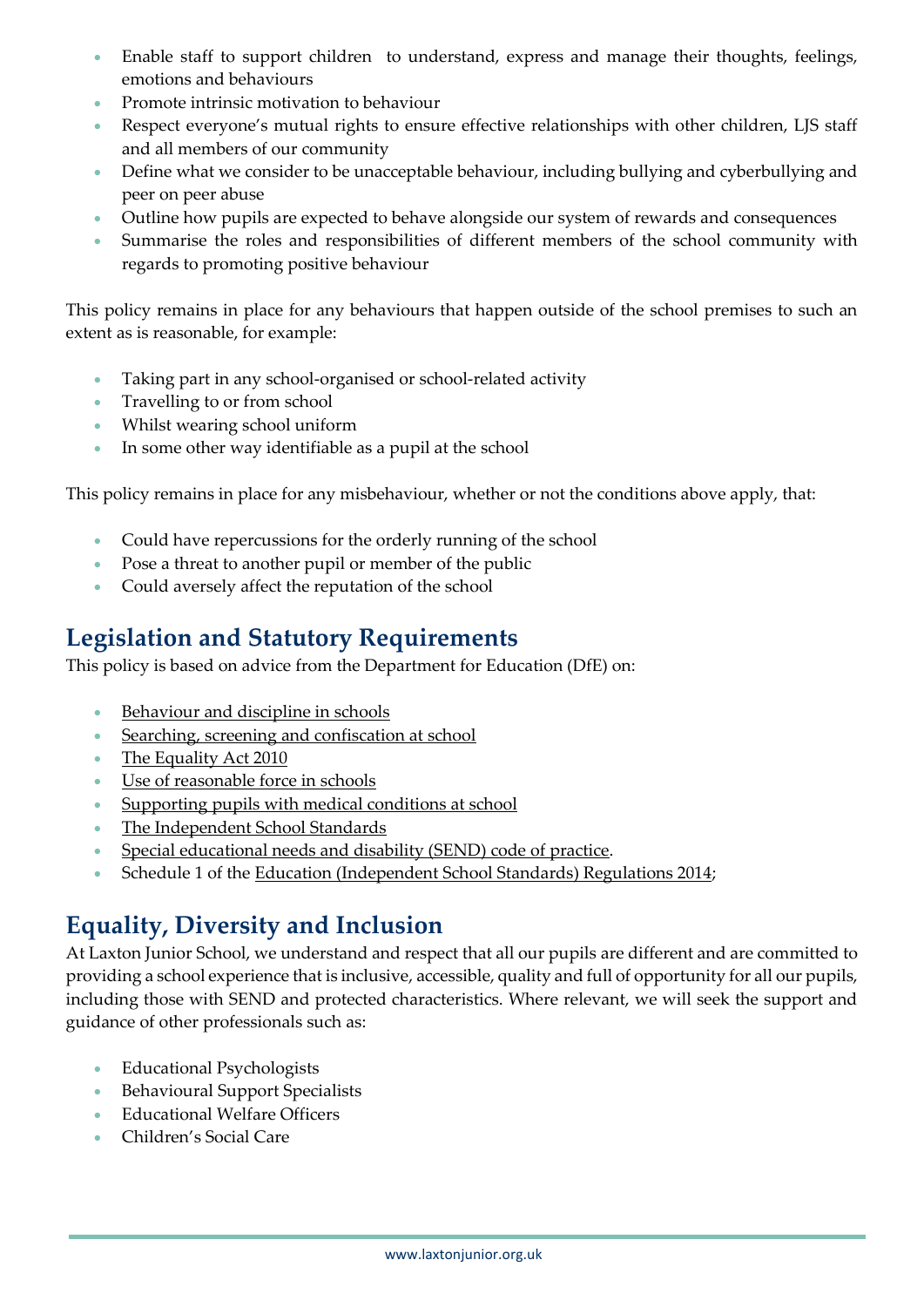- Enable staff to support children to understand, express and manage their thoughts, feelings, emotions and behaviours
- Promote intrinsic motivation to behaviour
- Respect everyone's mutual rights to ensure effective relationships with other children, LJS staff and all members of our community
- Define what we consider to be unacceptable behaviour, including bullying and cyberbullying and peer on peer abuse
- Outline how pupils are expected to behave alongside our system of rewards and consequences
- Summarise the roles and responsibilities of different members of the school community with regards to promoting positive behaviour

This policy remains in place for any behaviours that happen outside of the school premises to such an extent as is reasonable, for example:

- Taking part in any school-organised or school-related activity
- Travelling to or from school
- Whilst wearing school uniform
- In some other way identifiable as a pupil at the school

This policy remains in place for any misbehaviour, whether or not the conditions above apply, that:

- Could have repercussions for the orderly running of the school
- Pose a threat to another pupil or member of the public
- Could aversely affect the reputation of the school

## Legislation and Statutory Requirements

This policy is based on advice from the Department for Education (DfE) on:

- Behaviour and discipline in schools
- Searching, screening and confiscation at school
- The Equality Act 2010
- Use of reasonable force in schools
- Supporting pupils with medical conditions at school
- The Independent School Standards
- Special educational needs and disability (SEND) code of practice.
- Schedule 1 of the Education (Independent School Standards) Regulations 2014;

## Equality, Diversity and Inclusion

At Laxton Junior School, we understand and respect that all our pupils are different and are committed to providing a school experience that is inclusive, accessible, quality and full of opportunity for all our pupils, including those with SEND and protected characteristics. Where relevant, we will seek the support and guidance of other professionals such as:

- Educational Psychologists
- Behavioural Support Specialists
- Educational Welfare Officers
- Children's Social Care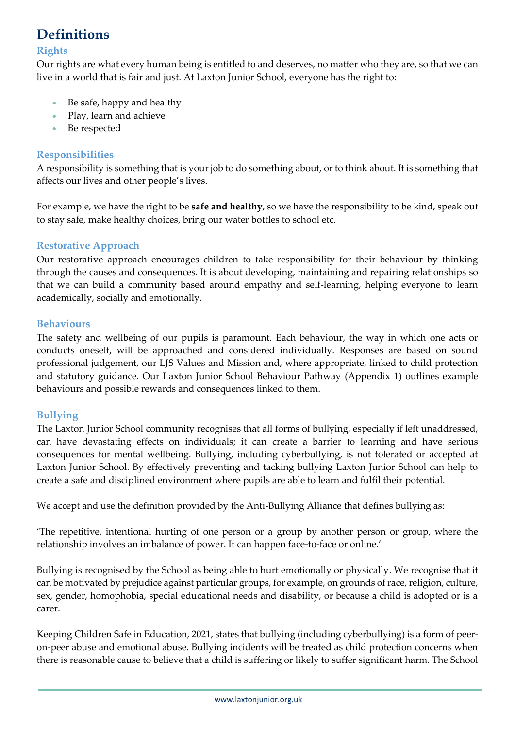# Definitions

## Rights

Our rights are what every human being is entitled to and deserves, no matter who they are, so that we can live in a world that is fair and just. At Laxton Junior School, everyone has the right to:

- Be safe, happy and healthy
- Play, learn and achieve
- Be respected

## Responsibilities

A responsibility is something that is your job to do something about, or to think about. It is something that affects our lives and other people's lives.

For example, we have the right to be **safe and healthy**, so we have the responsibility to be kind, speak out to stay safe, make healthy choices, bring our water bottles to school etc.

## Restorative Approach

Our restorative approach encourages children to take responsibility for their behaviour by thinking through the causes and consequences. It is about developing, maintaining and repairing relationships so that we can build a community based around empathy and self-learning, helping everyone to learn academically, socially and emotionally.

## Behaviours

The safety and wellbeing of our pupils is paramount. Each behaviour, the way in which one acts or conducts oneself, will be approached and considered individually. Responses are based on sound professional judgement, our LJS Values and Mission and, where appropriate, linked to child protection and statutory guidance. Our Laxton Junior School Behaviour Pathway (Appendix 1) outlines example behaviours and possible rewards and consequences linked to them.

## Bullying

The Laxton Junior School community recognises that all forms of bullying, especially if left unaddressed, can have devastating effects on individuals; it can create a barrier to learning and have serious consequences for mental wellbeing. Bullying, including cyberbullying, is not tolerated or accepted at Laxton Junior School. By effectively preventing and tacking bullying Laxton Junior School can help to create a safe and disciplined environment where pupils are able to learn and fulfil their potential.

We accept and use the definition provided by the Anti-Bullying Alliance that defines bullying as:

'The repetitive, intentional hurting of one person or a group by another person or group, where the relationship involves an imbalance of power. It can happen face-to-face or online.'

Bullying is recognised by the School as being able to hurt emotionally or physically. We recognise that it can be motivated by prejudice against particular groups, for example, on grounds of race, religion, culture, sex, gender, homophobia, special educational needs and disability, or because a child is adopted or is a carer.

Keeping Children Safe in Education, 2021, states that bullying (including cyberbullying) is a form of peer-on-peer abuse and emotional abuse. Bullying incidents will be treated as child protection concerns when there is reasonable cause to believe that a child is suffering or likely to suffer significant harm. The School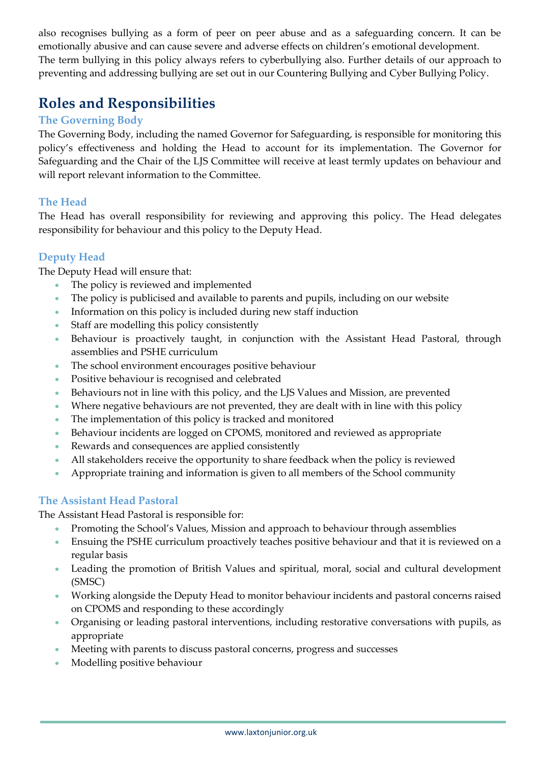also recognises bullying as a form of peer on peer abuse and as a safeguarding concern. It can be emotionally abusive and can cause severe and adverse effects on children's emotional development.
The term bullying in this policy always refers to cyberbullying also. Further details of our approach to preventing and addressing bullying are set out in our Countering Bullying and Cyber Bullying Policy.

## Roles and Responsibilities

### The Governing Body

The Governing Body, including the named Governor for Safeguarding, is responsible for monitoring this policy's effectiveness and holding the Head to account for its implementation. The Governor for Safeguarding and the Chair of the LJS Committee will receive at least termly updates on behaviour and will report relevant information to the Committee.

### The Head

The Head has overall responsibility for reviewing and approving this policy. The Head delegates responsibility for behaviour and this policy to the Deputy Head.

### Deputy Head

The Deputy Head will ensure that:

- The policy is reviewed and implemented
- The policy is publicised and available to parents and pupils, including on our website
- Information on this policy is included during new staff induction
- Staff are modelling this policy consistently
- Behaviour is proactively taught, in conjunction with the Assistant Head Pastoral, through assemblies and PSHE curriculum
- The school environment encourages positive behaviour
- Positive behaviour is recognised and celebrated
- Behaviours not in line with this policy, and the LJS Values and Mission, are prevented
- Where negative behaviours are not prevented, they are dealt with in line with this policy
- The implementation of this policy is tracked and monitored
- Behaviour incidents are logged on CPOMS, monitored and reviewed as appropriate
- Rewards and consequences are applied consistently
- All stakeholders receive the opportunity to share feedback when the policy is reviewed
- Appropriate training and information is given to all members of the School community

### The Assistant Head Pastoral

The Assistant Head Pastoral is responsible for:

- Promoting the School's Values, Mission and approach to behaviour through assemblies
- Ensuing the PSHE curriculum proactively teaches positive behaviour and that it is reviewed on a regular basis
- Leading the promotion of British Values and spiritual, moral, social and cultural development (SMSC)
- Working alongside the Deputy Head to monitor behaviour incidents and pastoral concerns raised on CPOMS and responding to these accordingly
- Organising or leading pastoral interventions, including restorative conversations with pupils, as appropriate
- Meeting with parents to discuss pastoral concerns, progress and successes
- Modelling positive behaviour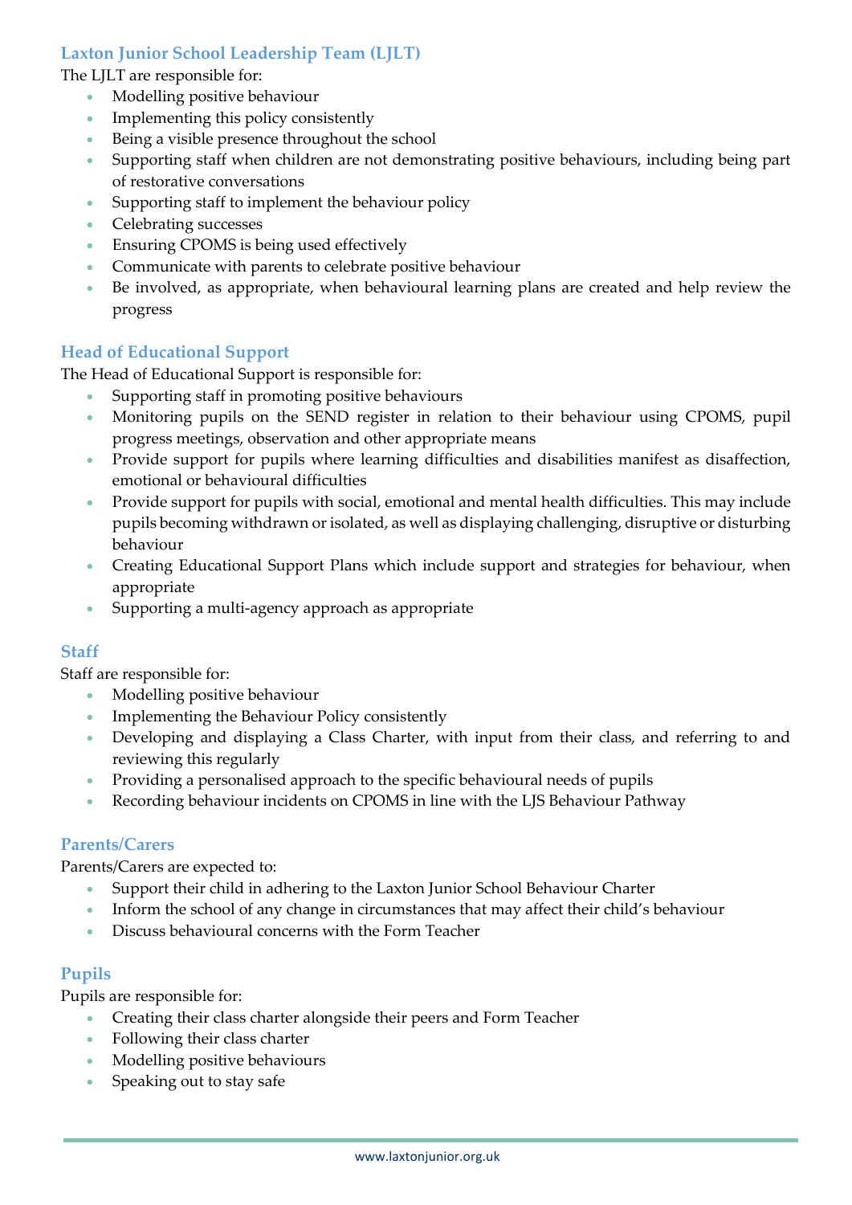### Laxton Junior School Leadership Team (LJLT)

The LJLT are responsible for:

- Modelling positive behaviour
- Implementing this policy consistently
- Being a visible presence throughout the school
- Supporting staff when children are not demonstrating positive behaviours, including being part of restorative conversations
- Supporting staff to implement the behaviour policy
- Celebrating successes
- Ensuring CPOMS is being used effectively
- Communicate with parents to celebrate positive behaviour
- Be involved, as appropriate, when behavioural learning plans are created and help review the progress

### Head of Educational Support

The Head of Educational Support is responsible for:

- Supporting staff in promoting positive behaviours
- Monitoring pupils on the SEND register in relation to their behaviour using CPOMS, pupil progress meetings, observation and other appropriate means
- Provide support for pupils where learning difficulties and disabilities manifest as disaffection, emotional or behavioural difficulties
- Provide support for pupils with social, emotional and mental health difficulties. This may include pupils becoming withdrawn or isolated, as well as displaying challenging, disruptive or disturbing behaviour
- Creating Educational Support Plans which include support and strategies for behaviour, when appropriate
- Supporting a multi-agency approach as appropriate

### Staff

Staff are responsible for:

- Modelling positive behaviour
- Implementing the Behaviour Policy consistently
- Developing and displaying a Class Charter, with input from their class, and referring to and reviewing this regularly
- Providing a personalised approach to the specific behavioural needs of pupils
- Recording behaviour incidents on CPOMS in line with the LJS Behaviour Pathway

### Parents/Carers

Parents/Carers are expected to:

- Support their child in adhering to the Laxton Junior School Behaviour Charter
- Inform the school of any change in circumstances that may affect their child's behaviour
- Discuss behavioural concerns with the Form Teacher

### Pupils

Pupils are responsible for:

- Creating their class charter alongside their peers and Form Teacher
- Following their class charter
- Modelling positive behaviours
- Speaking out to stay safe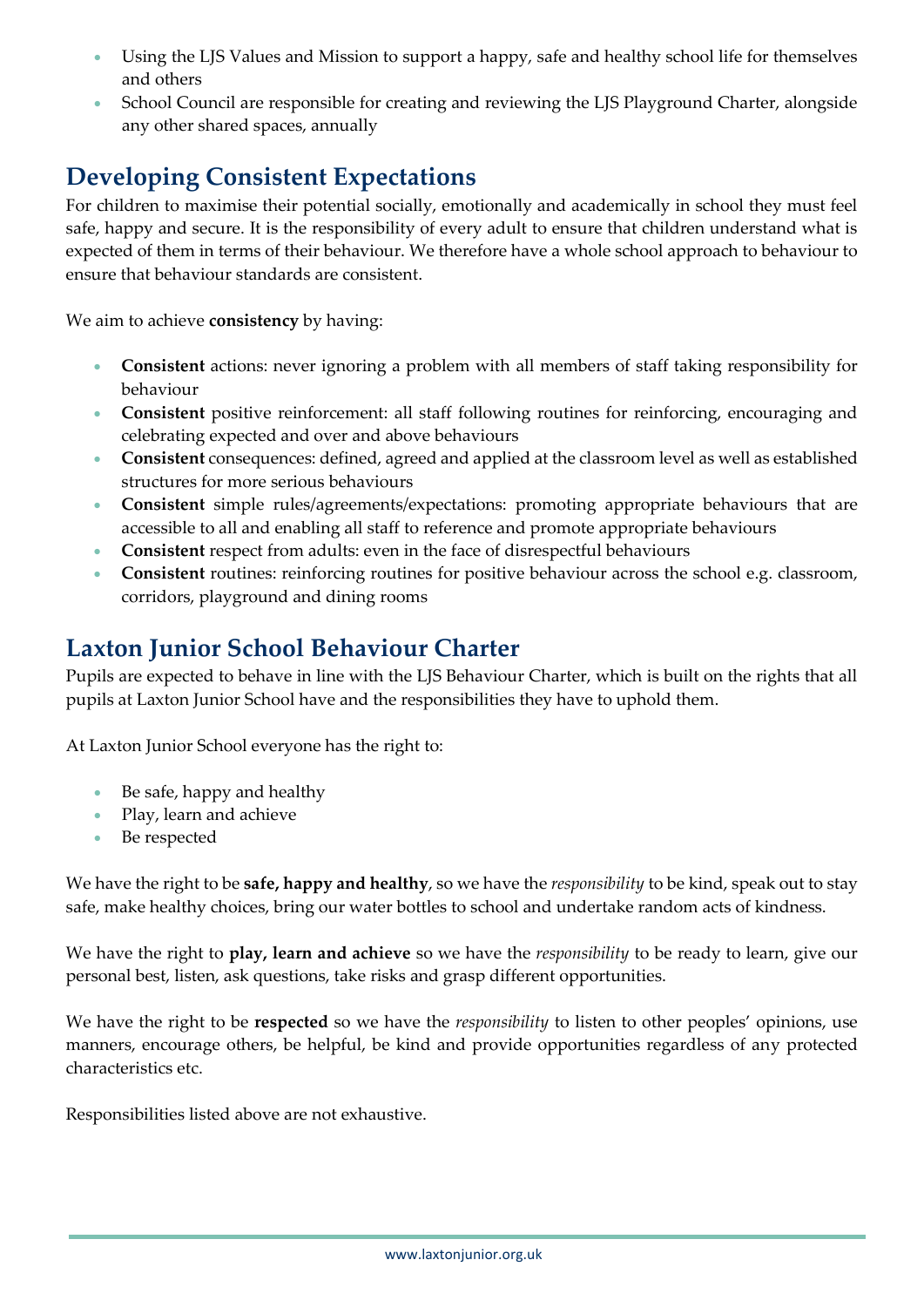- Using the LJS Values and Mission to support a happy, safe and healthy school life for themselves and others
- School Council are responsible for creating and reviewing the LJS Playground Charter, alongside any other shared spaces, annually

## Developing Consistent Expectations

For children to maximise their potential socially, emotionally and academically in school they must feel safe, happy and secure. It is the responsibility of every adult to ensure that children understand what is expected of them in terms of their behaviour. We therefore have a whole school approach to behaviour to ensure that behaviour standards are consistent.

We aim to achieve **consistency** by having:

- **Consistent** actions: never ignoring a problem with all members of staff taking responsibility for behaviour
- **Consistent** positive reinforcement: all staff following routines for reinforcing, encouraging and celebrating expected and over and above behaviours
- **Consistent** consequences: defined, agreed and applied at the classroom level as well as established structures for more serious behaviours
- **Consistent** simple rules/agreements/expectations: promoting appropriate behaviours that are accessible to all and enabling all staff to reference and promote appropriate behaviours
- **Consistent** respect from adults: even in the face of disrespectful behaviours
- **Consistent** routines: reinforcing routines for positive behaviour across the school e.g. classroom, corridors, playground and dining rooms

## Laxton Junior School Behaviour Charter

Pupils are expected to behave in line with the LJS Behaviour Charter, which is built on the rights that all pupils at Laxton Junior School have and the responsibilities they have to uphold them.

At Laxton Junior School everyone has the right to:

- Be safe, happy and healthy
- Play, learn and achieve
- Be respected

We have the right to be **safe, happy and healthy**, so we have the *responsibility* to be kind, speak out to stay safe, make healthy choices, bring our water bottles to school and undertake random acts of kindness.

We have the right to **play, learn and achieve** so we have the *responsibility* to be ready to learn, give our personal best, listen, ask questions, take risks and grasp different opportunities.

We have the right to be **respected** so we have the *responsibility* to listen to other peoples' opinions, use manners, encourage others, be helpful, be kind and provide opportunities regardless of any protected characteristics etc.

Responsibilities listed above are not exhaustive.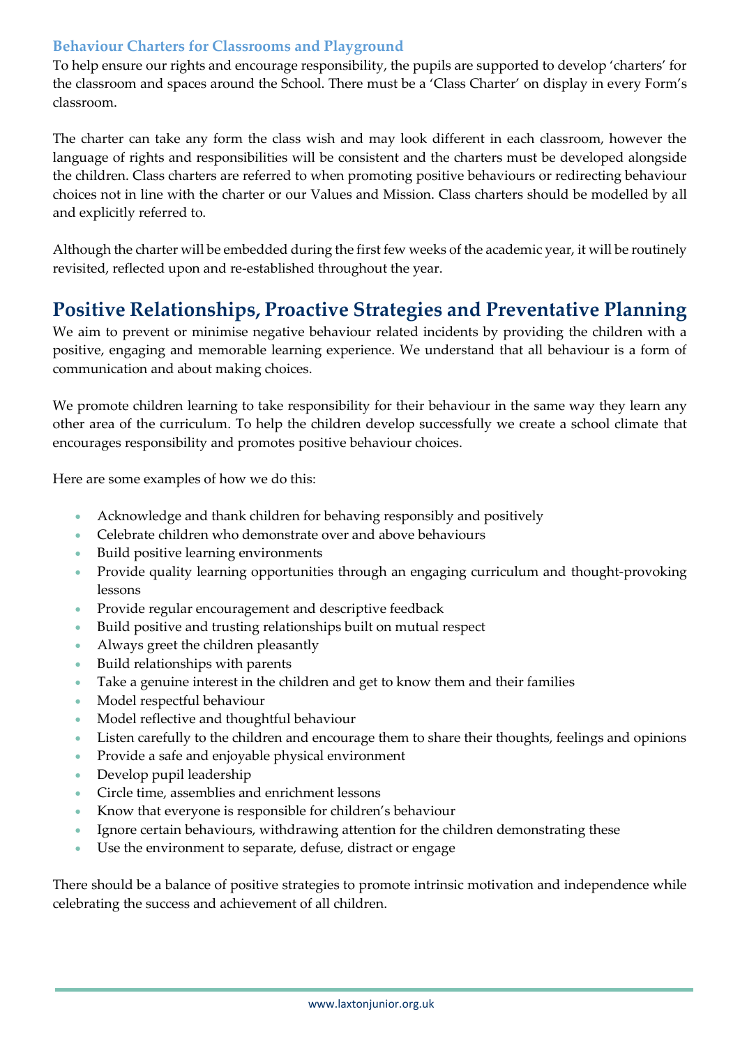### Behaviour Charters for Classrooms and Playground

To help ensure our rights and encourage responsibility, the pupils are supported to develop 'charters' for the classroom and spaces around the School. There must be a 'Class Charter' on display in every Form's classroom.

The charter can take any form the class wish and may look different in each classroom, however the language of rights and responsibilities will be consistent and the charters must be developed alongside the children. Class charters are referred to when promoting positive behaviours or redirecting behaviour choices not in line with the charter or our Values and Mission. Class charters should be modelled by all and explicitly referred to.

Although the charter will be embedded during the first few weeks of the academic year, it will be routinely revisited, reflected upon and re-established throughout the year.

## Positive Relationships, Proactive Strategies and Preventative Planning

We aim to prevent or minimise negative behaviour related incidents by providing the children with a positive, engaging and memorable learning experience. We understand that all behaviour is a form of communication and about making choices.

We promote children learning to take responsibility for their behaviour in the same way they learn any other area of the curriculum. To help the children develop successfully we create a school climate that encourages responsibility and promotes positive behaviour choices.

Here are some examples of how we do this:

- Acknowledge and thank children for behaving responsibly and positively
- Celebrate children who demonstrate over and above behaviours
- Build positive learning environments
- Provide quality learning opportunities through an engaging curriculum and thought-provoking lessons
- Provide regular encouragement and descriptive feedback
- Build positive and trusting relationships built on mutual respect
- Always greet the children pleasantly
- Build relationships with parents
- Take a genuine interest in the children and get to know them and their families
- Model respectful behaviour
- Model reflective and thoughtful behaviour
- Listen carefully to the children and encourage them to share their thoughts, feelings and opinions
- Provide a safe and enjoyable physical environment
- Develop pupil leadership
- Circle time, assemblies and enrichment lessons
- Know that everyone is responsible for children's behaviour
- Ignore certain behaviours, withdrawing attention for the children demonstrating these
- Use the environment to separate, defuse, distract or engage

There should be a balance of positive strategies to promote intrinsic motivation and independence while celebrating the success and achievement of all children.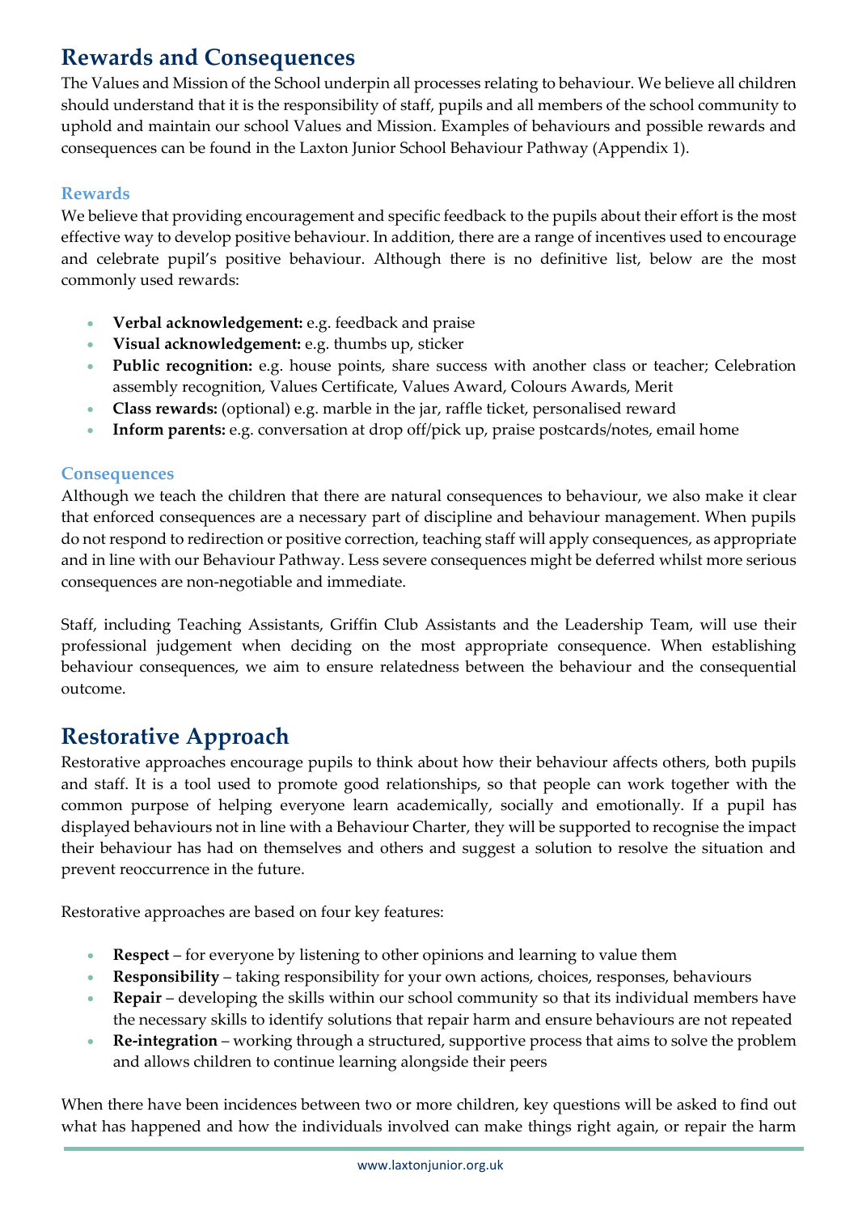## Rewards and Consequences

The Values and Mission of the School underpin all processes relating to behaviour. We believe all children should understand that it is the responsibility of staff, pupils and all members of the school community to uphold and maintain our school Values and Mission. Examples of behaviours and possible rewards and consequences can be found in the Laxton Junior School Behaviour Pathway (Appendix 1).

### Rewards

We believe that providing encouragement and specific feedback to the pupils about their effort is the most effective way to develop positive behaviour. In addition, there are a range of incentives used to encourage and celebrate pupil's positive behaviour. Although there is no definitive list, below are the most commonly used rewards:

- **Verbal acknowledgement:** e.g. feedback and praise
- **Visual acknowledgement:** e.g. thumbs up, sticker
- **Public recognition:** e.g. house points, share success with another class or teacher; Celebration assembly recognition, Values Certificate, Values Award, Colours Awards, Merit
- **Class rewards:** (optional) e.g. marble in the jar, raffle ticket, personalised reward
- **Inform parents:** e.g. conversation at drop off/pick up, praise postcards/notes, email home

### Consequences

Although we teach the children that there are natural consequences to behaviour, we also make it clear that enforced consequences are a necessary part of discipline and behaviour management. When pupils do not respond to redirection or positive correction, teaching staff will apply consequences, as appropriate and in line with our Behaviour Pathway. Less severe consequences might be deferred whilst more serious consequences are non-negotiable and immediate.

Staff, including Teaching Assistants, Griffin Club Assistants and the Leadership Team, will use their professional judgement when deciding on the most appropriate consequence. When establishing behaviour consequences, we aim to ensure relatedness between the behaviour and the consequential outcome.

## Restorative Approach

Restorative approaches encourage pupils to think about how their behaviour affects others, both pupils and staff. It is a tool used to promote good relationships, so that people can work together with the common purpose of helping everyone learn academically, socially and emotionally. If a pupil has displayed behaviours not in line with a Behaviour Charter, they will be supported to recognise the impact their behaviour has had on themselves and others and suggest a solution to resolve the situation and prevent reoccurrence in the future.

Restorative approaches are based on four key features:

- **Respect** – for everyone by listening to other opinions and learning to value them
- **Responsibility** – taking responsibility for your own actions, choices, responses, behaviours
- **Repair** – developing the skills within our school community so that its individual members have the necessary skills to identify solutions that repair harm and ensure behaviours are not repeated
- **Re-integration** – working through a structured, supportive process that aims to solve the problem and allows children to continue learning alongside their peers

When there have been incidences between two or more children, key questions will be asked to find out what has happened and how the individuals involved can make things right again, or repair the harm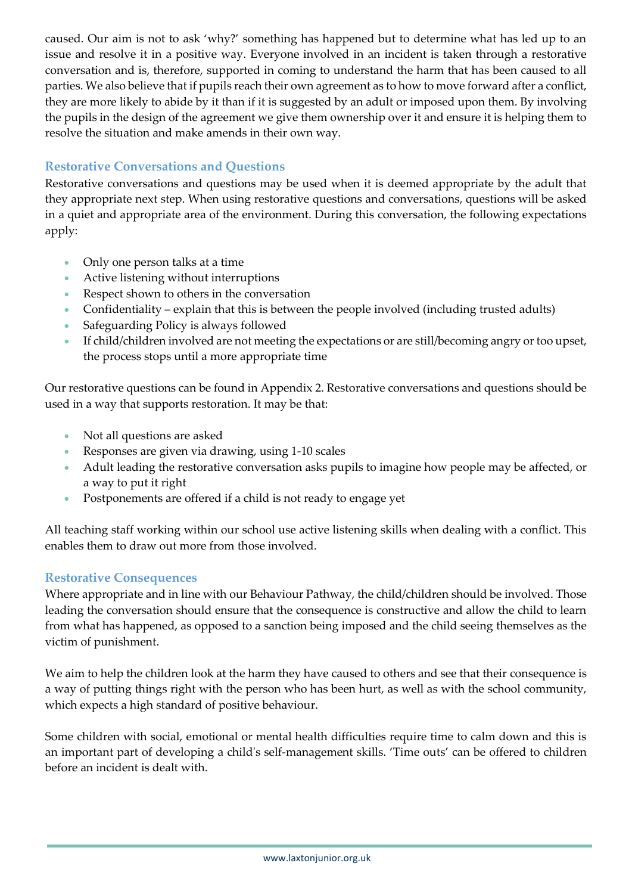caused. Our aim is not to ask 'why?' something has happened but to determine what has led up to an issue and resolve it in a positive way. Everyone involved in an incident is taken through a restorative conversation and is, therefore, supported in coming to understand the harm that has been caused to all parties. We also believe that if pupils reach their own agreement as to how to move forward after a conflict, they are more likely to abide by it than if it is suggested by an adult or imposed upon them. By involving the pupils in the design of the agreement we give them ownership over it and ensure it is helping them to resolve the situation and make amends in their own way.

### Restorative Conversations and Questions

Restorative conversations and questions may be used when it is deemed appropriate by the adult that they appropriate next step. When using restorative questions and conversations, questions will be asked in a quiet and appropriate area of the environment. During this conversation, the following expectations apply:

- Only one person talks at a time
- Active listening without interruptions
- Respect shown to others in the conversation
- Confidentiality – explain that this is between the people involved (including trusted adults)
- Safeguarding Policy is always followed
- If child/children involved are not meeting the expectations or are still/becoming angry or too upset, the process stops until a more appropriate time

Our restorative questions can be found in Appendix 2. Restorative conversations and questions should be used in a way that supports restoration. It may be that:

- Not all questions are asked
- Responses are given via drawing, using 1-10 scales
- Adult leading the restorative conversation asks pupils to imagine how people may be affected, or a way to put it right
- Postponements are offered if a child is not ready to engage yet

All teaching staff working within our school use active listening skills when dealing with a conflict. This enables them to draw out more from those involved.

### Restorative Consequences

Where appropriate and in line with our Behaviour Pathway, the child/children should be involved. Those leading the conversation should ensure that the consequence is constructive and allow the child to learn from what has happened, as opposed to a sanction being imposed and the child seeing themselves as the victim of punishment.

We aim to help the children look at the harm they have caused to others and see that their consequence is a way of putting things right with the person who has been hurt, as well as with the school community, which expects a high standard of positive behaviour.

Some children with social, emotional or mental health difficulties require time to calm down and this is an important part of developing a child's self-management skills. 'Time outs' can be offered to children before an incident is dealt with.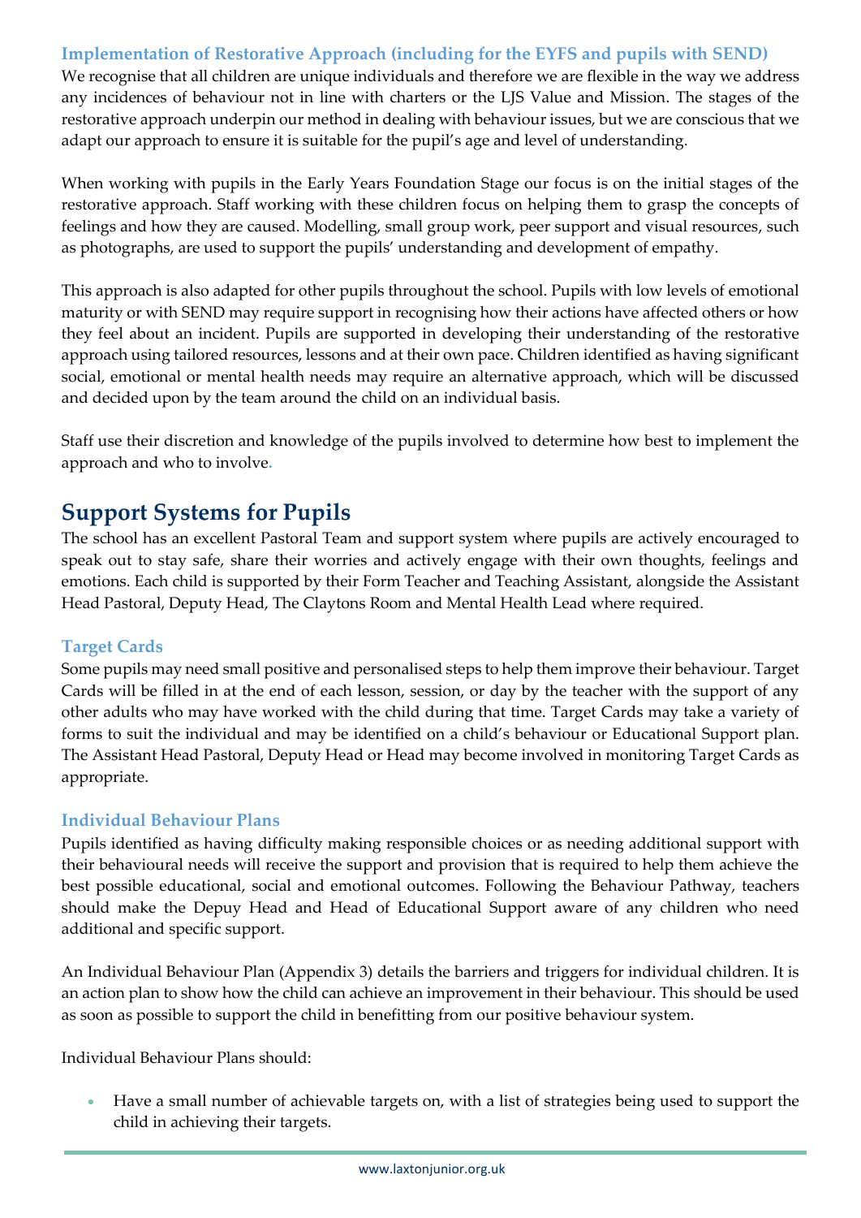### Implementation of Restorative Approach (including for the EYFS and pupils with SEND)

We recognise that all children are unique individuals and therefore we are flexible in the way we address any incidences of behaviour not in line with charters or the LJS Value and Mission. The stages of the restorative approach underpin our method in dealing with behaviour issues, but we are conscious that we adapt our approach to ensure it is suitable for the pupil's age and level of understanding.

When working with pupils in the Early Years Foundation Stage our focus is on the initial stages of the restorative approach. Staff working with these children focus on helping them to grasp the concepts of feelings and how they are caused. Modelling, small group work, peer support and visual resources, such as photographs, are used to support the pupils' understanding and development of empathy.

This approach is also adapted for other pupils throughout the school. Pupils with low levels of emotional maturity or with SEND may require support in recognising how their actions have affected others or how they feel about an incident. Pupils are supported in developing their understanding of the restorative approach using tailored resources, lessons and at their own pace. Children identified as having significant social, emotional or mental health needs may require an alternative approach, which will be discussed and decided upon by the team around the child on an individual basis.

Staff use their discretion and knowledge of the pupils involved to determine how best to implement the approach and who to involve.

## Support Systems for Pupils

The school has an excellent Pastoral Team and support system where pupils are actively encouraged to speak out to stay safe, share their worries and actively engage with their own thoughts, feelings and emotions. Each child is supported by their Form Teacher and Teaching Assistant, alongside the Assistant Head Pastoral, Deputy Head, The Claytons Room and Mental Health Lead where required.

### Target Cards

Some pupils may need small positive and personalised steps to help them improve their behaviour. Target Cards will be filled in at the end of each lesson, session, or day by the teacher with the support of any other adults who may have worked with the child during that time. Target Cards may take a variety of forms to suit the individual and may be identified on a child's behaviour or Educational Support plan. The Assistant Head Pastoral, Deputy Head or Head may become involved in monitoring Target Cards as appropriate.

### Individual Behaviour Plans

Pupils identified as having difficulty making responsible choices or as needing additional support with their behavioural needs will receive the support and provision that is required to help them achieve the best possible educational, social and emotional outcomes. Following the Behaviour Pathway, teachers should make the Depuy Head and Head of Educational Support aware of any children who need additional and specific support.

An Individual Behaviour Plan (Appendix 3) details the barriers and triggers for individual children. It is an action plan to show how the child can achieve an improvement in their behaviour. This should be used as soon as possible to support the child in benefitting from our positive behaviour system.

Individual Behaviour Plans should:

- Have a small number of achievable targets on, with a list of strategies being used to support the child in achieving their targets.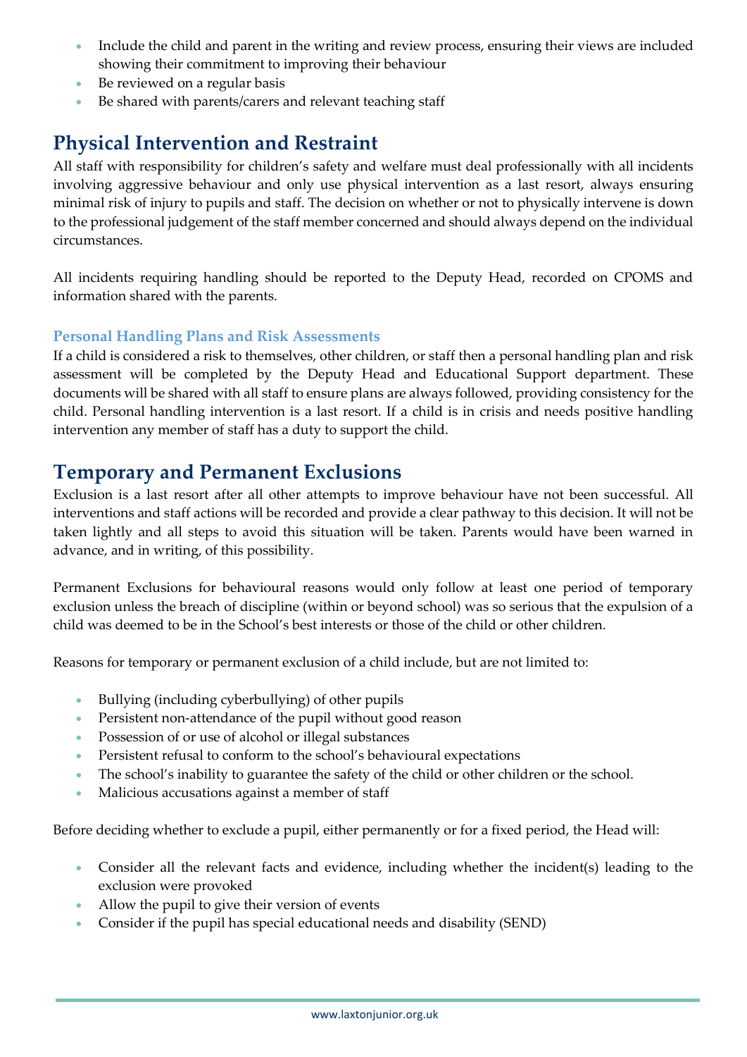- Include the child and parent in the writing and review process, ensuring their views are included showing their commitment to improving their behaviour
- Be reviewed on a regular basis
- Be shared with parents/carers and relevant teaching staff

## Physical Intervention and Restraint

All staff with responsibility for children's safety and welfare must deal professionally with all incidents involving aggressive behaviour and only use physical intervention as a last resort, always ensuring minimal risk of injury to pupils and staff. The decision on whether or not to physically intervene is down to the professional judgement of the staff member concerned and should always depend on the individual circumstances.

All incidents requiring handling should be reported to the Deputy Head, recorded on CPOMS and information shared with the parents.

### Personal Handling Plans and Risk Assessments

If a child is considered a risk to themselves, other children, or staff then a personal handling plan and risk assessment will be completed by the Deputy Head and Educational Support department. These documents will be shared with all staff to ensure plans are always followed, providing consistency for the child. Personal handling intervention is a last resort. If a child is in crisis and needs positive handling intervention any member of staff has a duty to support the child.

## Temporary and Permanent Exclusions

Exclusion is a last resort after all other attempts to improve behaviour have not been successful. All interventions and staff actions will be recorded and provide a clear pathway to this decision. It will not be taken lightly and all steps to avoid this situation will be taken. Parents would have been warned in advance, and in writing, of this possibility.

Permanent Exclusions for behavioural reasons would only follow at least one period of temporary exclusion unless the breach of discipline (within or beyond school) was so serious that the expulsion of a child was deemed to be in the School's best interests or those of the child or other children.

Reasons for temporary or permanent exclusion of a child include, but are not limited to:

- Bullying (including cyberbullying) of other pupils
- Persistent non-attendance of the pupil without good reason
- Possession of or use of alcohol or illegal substances
- Persistent refusal to conform to the school's behavioural expectations
- The school's inability to guarantee the safety of the child or other children or the school.
- Malicious accusations against a member of staff

Before deciding whether to exclude a pupil, either permanently or for a fixed period, the Head will:

- Consider all the relevant facts and evidence, including whether the incident(s) leading to the exclusion were provoked
- Allow the pupil to give their version of events
- Consider if the pupil has special educational needs and disability (SEND)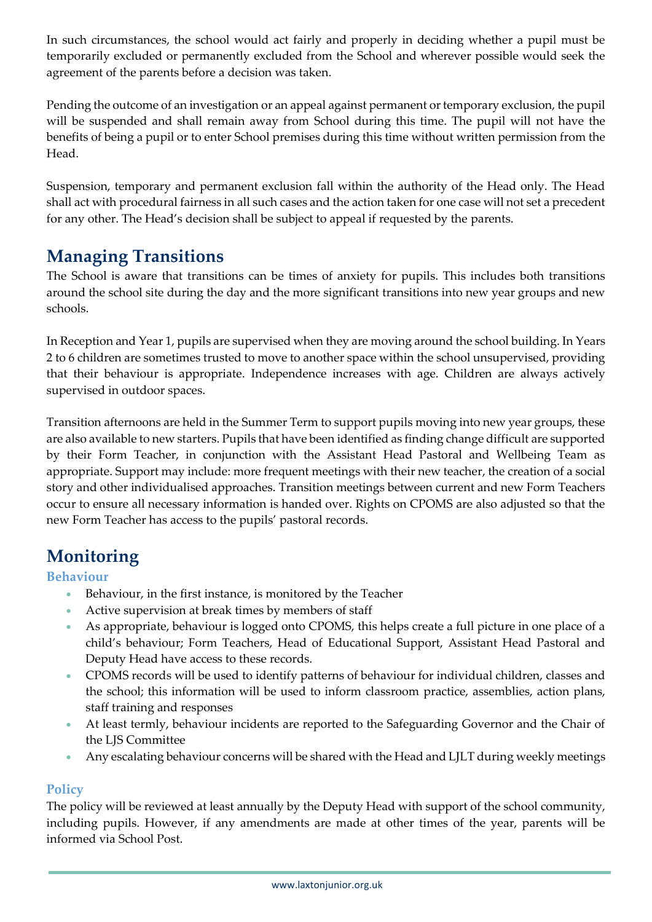In such circumstances, the school would act fairly and properly in deciding whether a pupil must be temporarily excluded or permanently excluded from the School and wherever possible would seek the agreement of the parents before a decision was taken.

Pending the outcome of an investigation or an appeal against permanent or temporary exclusion, the pupil will be suspended and shall remain away from School during this time. The pupil will not have the benefits of being a pupil or to enter School premises during this time without written permission from the Head.

Suspension, temporary and permanent exclusion fall within the authority of the Head only. The Head shall act with procedural fairness in all such cases and the action taken for one case will not set a precedent for any other. The Head's decision shall be subject to appeal if requested by the parents.

## Managing Transitions

The School is aware that transitions can be times of anxiety for pupils. This includes both transitions around the school site during the day and the more significant transitions into new year groups and new schools.

In Reception and Year 1, pupils are supervised when they are moving around the school building. In Years 2 to 6 children are sometimes trusted to move to another space within the school unsupervised, providing that their behaviour is appropriate. Independence increases with age. Children are always actively supervised in outdoor spaces.

Transition afternoons are held in the Summer Term to support pupils moving into new year groups, these are also available to new starters. Pupils that have been identified as finding change difficult are supported by their Form Teacher, in conjunction with the Assistant Head Pastoral and Wellbeing Team as appropriate. Support may include: more frequent meetings with their new teacher, the creation of a social story and other individualised approaches. Transition meetings between current and new Form Teachers occur to ensure all necessary information is handed over. Rights on CPOMS are also adjusted so that the new Form Teacher has access to the pupils' pastoral records.

## Monitoring

### Behaviour

- Behaviour, in the first instance, is monitored by the Teacher
- Active supervision at break times by members of staff
- As appropriate, behaviour is logged onto CPOMS, this helps create a full picture in one place of a child's behaviour; Form Teachers, Head of Educational Support, Assistant Head Pastoral and Deputy Head have access to these records.
- CPOMS records will be used to identify patterns of behaviour for individual children, classes and the school; this information will be used to inform classroom practice, assemblies, action plans, staff training and responses
- At least termly, behaviour incidents are reported to the Safeguarding Governor and the Chair of the LJS Committee
- Any escalating behaviour concerns will be shared with the Head and LJLT during weekly meetings

### Policy

The policy will be reviewed at least annually by the Deputy Head with support of the school community, including pupils. However, if any amendments are made at other times of the year, parents will be informed via School Post.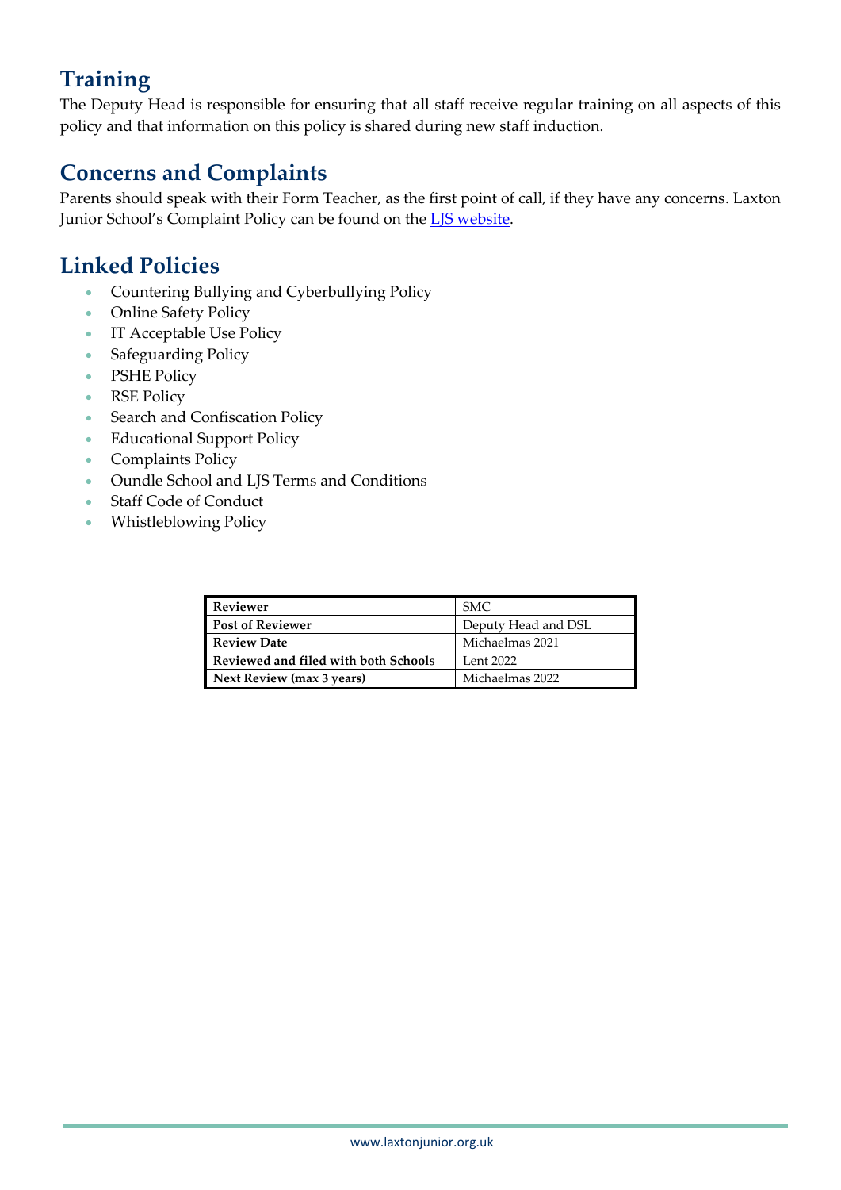## Training

The Deputy Head is responsible for ensuring that all staff receive regular training on all aspects of this policy and that information on this policy is shared during new staff induction.

## Concerns and Complaints

Parents should speak with their Form Teacher, as the first point of call, if they have any concerns. Laxton Junior School's Complaint Policy can be found on the [LJS website](www.laxtonjunior.org.uk).

## Linked Policies

- Countering Bullying and Cyberbullying Policy
- Online Safety Policy
- IT Acceptable Use Policy
- Safeguarding Policy
- PSHE Policy
- RSE Policy
- Search and Confiscation Policy
- Educational Support Policy
- Complaints Policy
- Oundle School and LJS Terms and Conditions
- Staff Code of Conduct
- Whistleblowing Policy

| **Reviewer** | SMC |
|---|---|
| **Post of Reviewer** | Deputy Head and DSL |
| **Review Date** | Michaelmas 2021 |
| **Reviewed and filed with both Schools** | Lent 2022 |
| **Next Review (max 3 years)** | Michaelmas 2022 |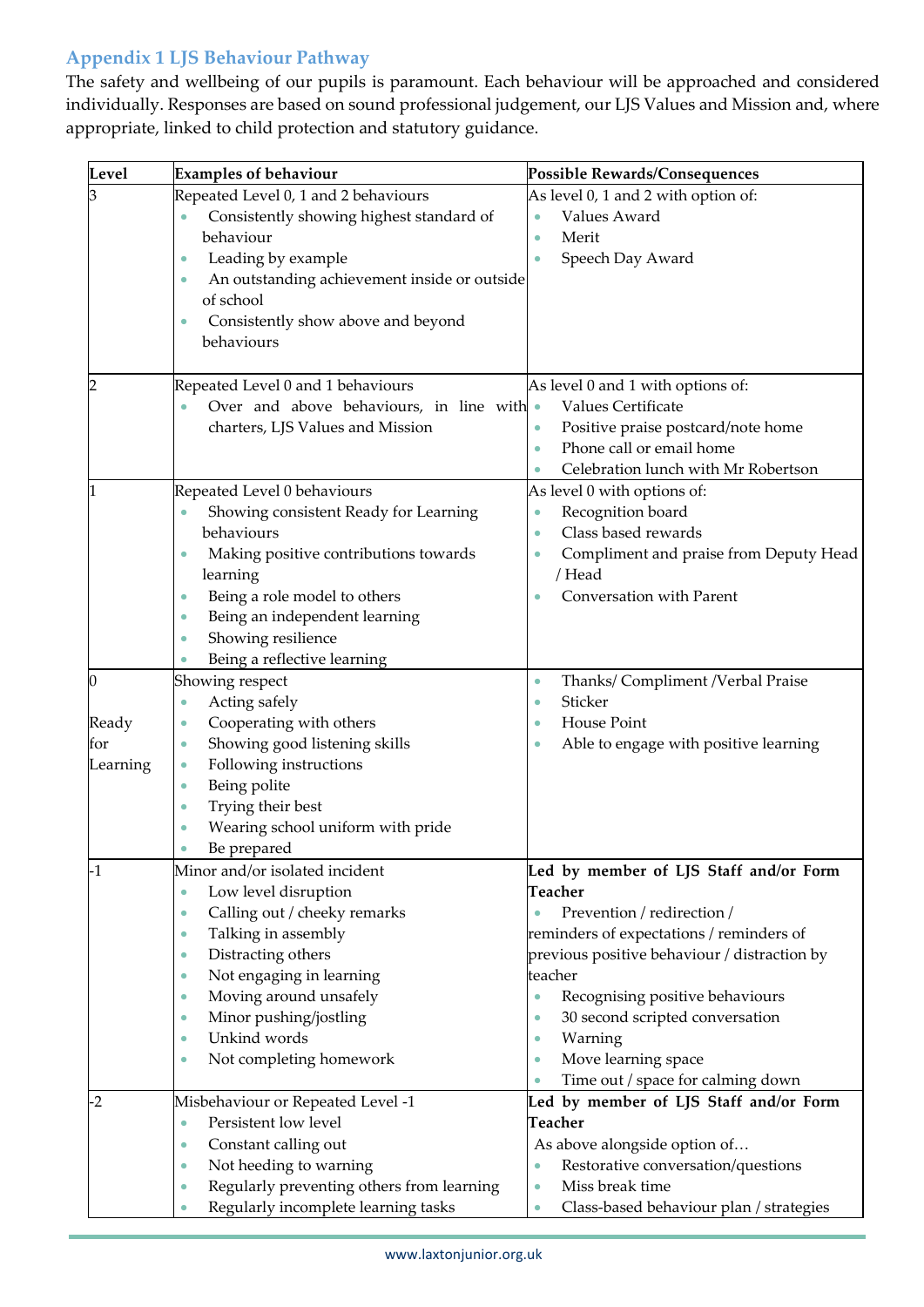## Appendix 1 LJS Behaviour Pathway

The safety and wellbeing of our pupils is paramount. Each behaviour will be approached and considered individually. Responses are based on sound professional judgement, our LJS Values and Mission and, where appropriate, linked to child protection and statutory guidance.

| Level | Examples of behaviour | Possible Rewards/Consequences |
|---|---|---|
| 3 | Repeated Level 0, 1 and 2 behaviours<br>• Consistently showing highest standard of behaviour<br>• Leading by example<br>• An outstanding achievement inside or outside of school<br>• Consistently show above and beyond behaviours | As level 0, 1 and 2 with option of:<br>• Values Award<br>• Merit<br>• Speech Day Award |
| 2 | Repeated Level 0 and 1 behaviours<br>• Over and above behaviours, in line with charters, LJS Values and Mission | As level 0 and 1 with options of:<br>• Values Certificate<br>• Positive praise postcard/note home<br>• Phone call or email home<br>• Celebration lunch with Mr Robertson |
| 1 | Repeated Level 0 behaviours<br>• Showing consistent Ready for Learning behaviours<br>• Making positive contributions towards learning<br>• Being a role model to others<br>• Being an independent learning<br>• Showing resilience<br>• Being a reflective learning | As level 0 with options of:<br>• Recognition board<br>• Class based rewards<br>• Compliment and praise from Deputy Head / Head<br>• Conversation with Parent |
| 0<br><br>Ready for Learning | Showing respect<br>• Acting safely<br>• Cooperating with others<br>• Showing good listening skills<br>• Following instructions<br>• Being polite<br>• Trying their best<br>• Wearing school uniform with pride<br>• Be prepared | • Thanks/ Compliment /Verbal Praise<br>• Sticker<br>• House Point<br>• Able to engage with positive learning |
| -1 | Minor and/or isolated incident<br>• Low level disruption<br>• Calling out / cheeky remarks<br>• Talking in assembly<br>• Distracting others<br>• Not engaging in learning<br>• Moving around unsafely<br>• Minor pushing/jostling<br>• Unkind words<br>• Not completing homework | **Led by member of LJS Staff and/or Form Teacher**<br>• Prevention / redirection / reminders of expectations / reminders of previous positive behaviour / distraction by teacher<br>• Recognising positive behaviours<br>• 30 second scripted conversation<br>• Warning<br>• Move learning space<br>• Time out / space for calming down |
| -2 | Misbehaviour or Repeated Level -1<br>• Persistent low level<br>• Constant calling out<br>• Not heeding to warning<br>• Regularly preventing others from learning<br>• Regularly incomplete learning tasks | **Led by member of LJS Staff and/or Form Teacher**<br>As above alongside option of…<br>• Restorative conversation/questions<br>• Miss break time<br>• Class-based behaviour plan / strategies |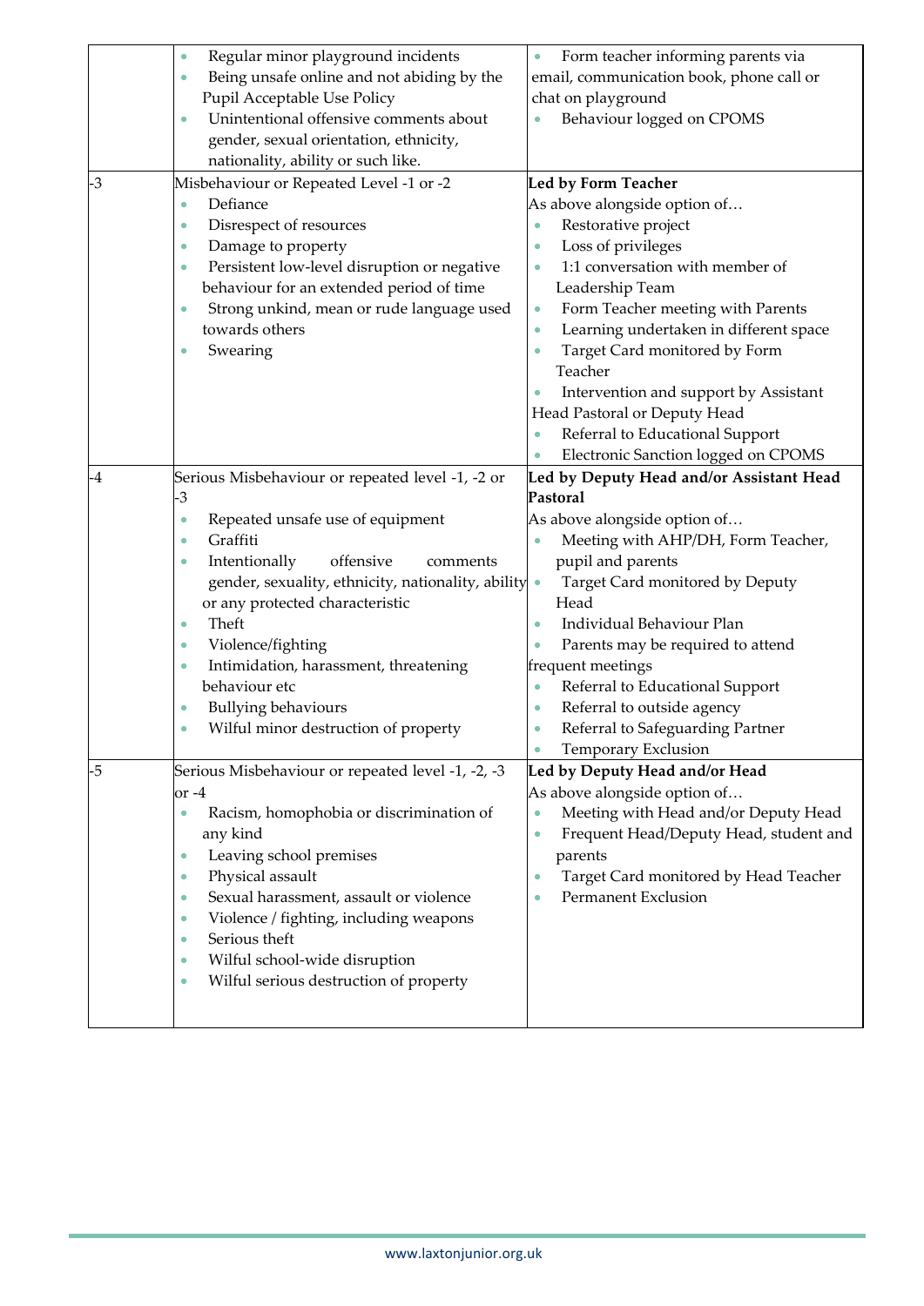| | | |
|---|---|---|
| | • Regular minor playground incidents<br>• Being unsafe online and not abiding by the Pupil Acceptable Use Policy<br>• Unintentional offensive comments about gender, sexual orientation, ethnicity, nationality, ability or such like. | • Form teacher informing parents via email, communication book, phone call or chat on playground<br>• Behaviour logged on CPOMS |
| -3 | Misbehaviour or Repeated Level -1 or -2<br>• Defiance<br>• Disrespect of resources<br>• Damage to property<br>• Persistent low-level disruption or negative behaviour for an extended period of time<br>• Strong unkind, mean or rude language used towards others<br>• Swearing | **Led by Form Teacher**<br>As above alongside option of…<br>• Restorative project<br>• Loss of privileges<br>• 1:1 conversation with member of Leadership Team<br>• Form Teacher meeting with Parents<br>• Learning undertaken in different space<br>• Target Card monitored by Form Teacher<br>• Intervention and support by Assistant Head Pastoral or Deputy Head<br>• Referral to Educational Support<br>• Electronic Sanction logged on CPOMS |
| -4 | Serious Misbehaviour or repeated level -1, -2 or -3<br>• Repeated unsafe use of equipment<br>• Graffiti<br>• Intentionally offensive comments gender, sexuality, ethnicity, nationality, ability or any protected characteristic<br>• Theft<br>• Violence/fighting<br>• Intimidation, harassment, threatening behaviour etc<br>• Bullying behaviours<br>• Wilful minor destruction of property | **Led by Deputy Head and/or Assistant Head Pastoral**<br>As above alongside option of…<br>• Meeting with AHP/DH, Form Teacher, pupil and parents<br>• Target Card monitored by Deputy Head<br>• Individual Behaviour Plan<br>• Parents may be required to attend frequent meetings<br>• Referral to Educational Support<br>• Referral to outside agency<br>• Referral to Safeguarding Partner<br>• Temporary Exclusion |
| -5 | Serious Misbehaviour or repeated level -1, -2, -3 or -4<br>• Racism, homophobia or discrimination of any kind<br>• Leaving school premises<br>• Physical assault<br>• Sexual harassment, assault or violence<br>• Violence / fighting, including weapons<br>• Serious theft<br>• Wilful school-wide disruption<br>• Wilful serious destruction of property | **Led by Deputy Head and/or Head**<br>As above alongside option of…<br>• Meeting with Head and/or Deputy Head<br>• Frequent Head/Deputy Head, student and parents<br>• Target Card monitored by Head Teacher<br>• Permanent Exclusion |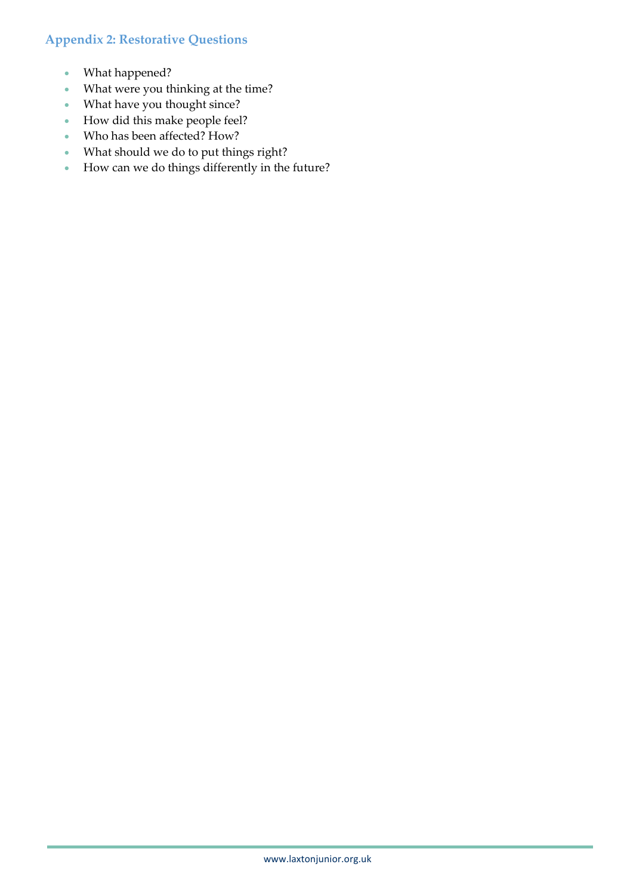## Appendix 2: Restorative Questions

- What happened?
- What were you thinking at the time?
- What have you thought since?
- How did this make people feel?
- Who has been affected? How?
- What should we do to put things right?
- How can we do things differently in the future?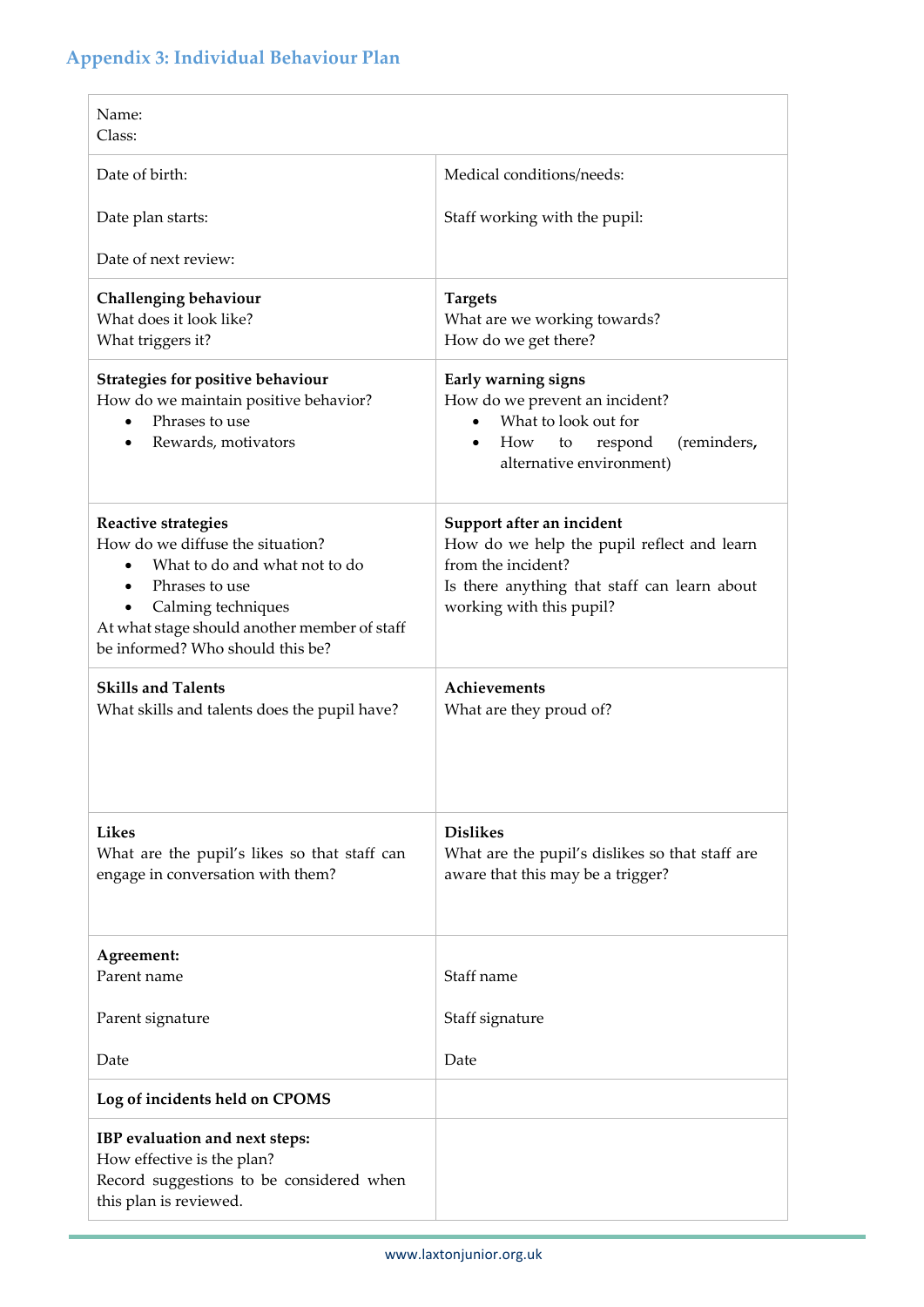## Appendix 3: Individual Behaviour Plan

| | |
|---|---|
| Name:<br>Class: | |
| Date of birth:<br><br>Date plan starts:<br><br>Date of next review: | Medical conditions/needs:<br><br>Staff working with the pupil: |
| **Challenging behaviour**<br>What does it look like?<br>What triggers it? | **Targets**<br>What are we working towards?<br>How do we get there? |
| **Strategies for positive behaviour**<br>How do we maintain positive behavior?<br>• Phrases to use<br>• Rewards, motivators | **Early warning signs**<br>How do we prevent an incident?<br>• What to look out for<br>• How to respond (reminders, alternative environment) |
| **Reactive strategies**<br>How do we diffuse the situation?<br>• What to do and what not to do<br>• Phrases to use<br>• Calming techniques<br>At what stage should another member of staff be informed? Who should this be? | **Support after an incident**<br>How do we help the pupil reflect and learn from the incident?<br>Is there anything that staff can learn about working with this pupil? |
| **Skills and Talents**<br>What skills and talents does the pupil have? | **Achievements**<br>What are they proud of? |
| **Likes**<br>What are the pupil's likes so that staff can engage in conversation with them? | **Dislikes**<br>What are the pupil's dislikes so that staff are aware that this may be a trigger? |
| **Agreement:**<br>Parent name<br><br>Parent signature<br><br>Date | <br>Staff name<br><br>Staff signature<br><br>Date |
| **Log of incidents held on CPOMS** | |
| **IBP evaluation and next steps:**<br>How effective is the plan?<br>Record suggestions to be considered when this plan is reviewed. | |

www.laxtonjunior.org.uk